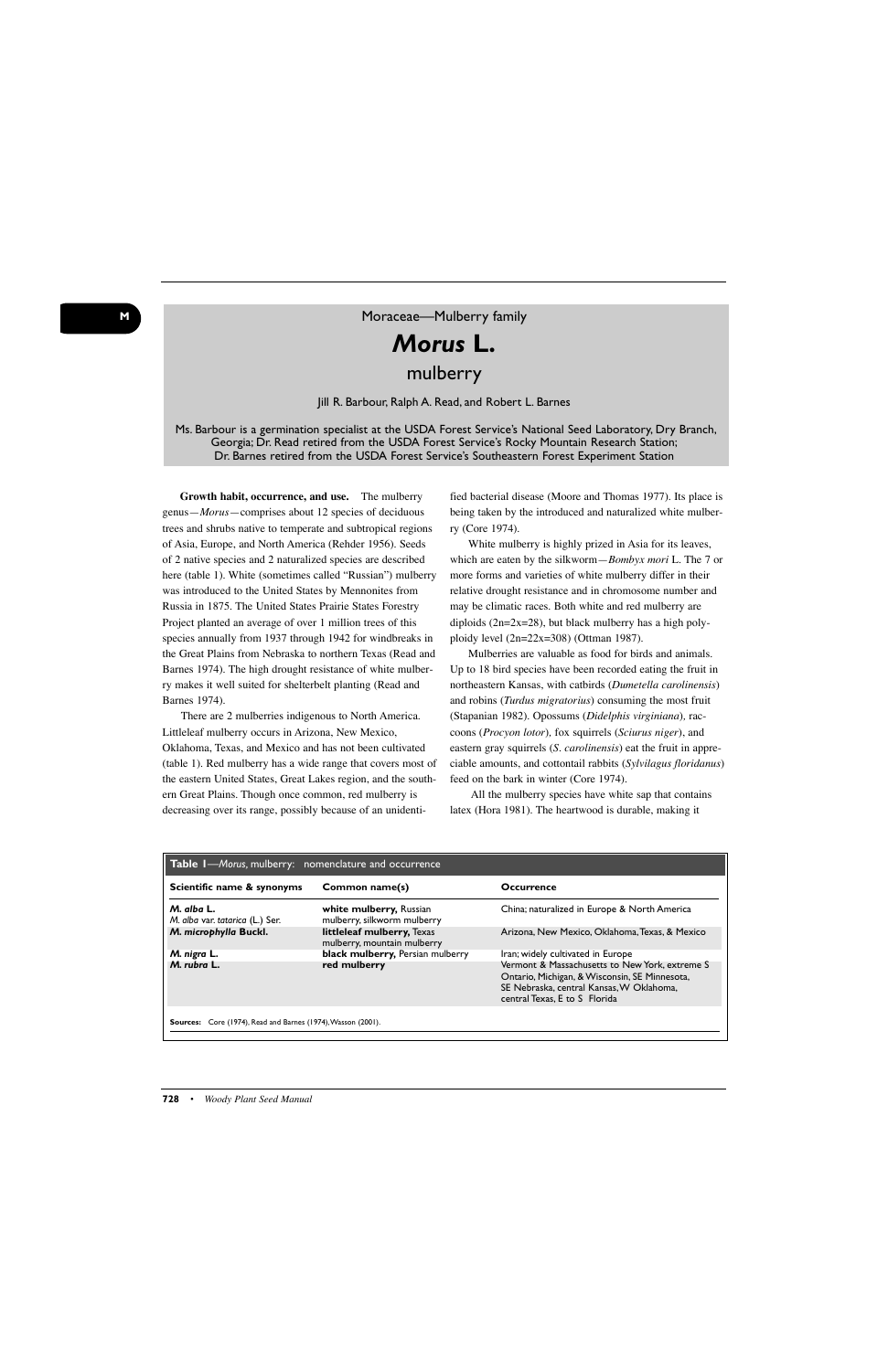Moraceae—Mulberry family

# *Morus* L.

## mulberry

Jill R. Barbour, Ralph A. Read, and Robert L. Barnes

Ms. Barbour is a germination specialist at the USDA Forest Service's National Seed Laboratory, Dry Branch, Georgia; Dr. Read retired from the USDA Forest Service's Rocky Mountain Research Station; Dr. Barnes retired from the USDA Forest Service's Southeastern Forest Experiment Station

**Growth habit, occurrence, and use.** The mulberry genus—*Morus*—comprises about 12 species of deciduous trees and shrubs native to temperate and subtropical regions of Asia, Europe, and North America (Rehder 1956). Seeds of 2 native species and 2 naturalized species are described here (table 1). White (sometimes called "Russian") mulberry was introduced to the United States by Mennonites from Russia in 1875. The United States Prairie States Forestry Project planted an average of over 1 million trees of this species annually from 1937 through 1942 for windbreaks in the Great Plains from Nebraska to northern Texas (Read and Barnes 1974). The high drought resistance of white mulberry makes it well suited for shelterbelt planting (Read and Barnes 1974).

There are 2 mulberries indigenous to North America. Littleleaf mulberry occurs in Arizona, New Mexico, Oklahoma, Texas, and Mexico and has not been cultivated (table 1). Red mulberry has a wide range that covers most of the eastern United States, Great Lakes region, and the southern Great Plains. Though once common, red mulberry is decreasing over its range, possibly because of an unidentified bacterial disease (Moore and Thomas 1977). Its place is being taken by the introduced and naturalized white mulberry (Core 1974).

White mulberry is highly prized in Asia for its leaves, which are eaten by the silkworm—*Bombyx mori* L. The 7 or more forms and varieties of white mulberry differ in their relative drought resistance and in chromosome number and may be climatic races. Both white and red mulberry are diploids (2n=2x=28), but black mulberry has a high polyploidy level (2n=22x=308) (Ottman 1987).

Mulberries are valuable as food for birds and animals. Up to 18 bird species have been recorded eating the fruit in northeastern Kansas, with catbirds (*Dumetella carolinensis*) and robins (*Turdus migratorius*) consuming the most fruit (Stapanian 1982). Opossums (*Didelphis virginiana*), raccoons (*Procyon lotor*), fox squirrels (*Sciurus niger*), and eastern gray squirrels (*S. carolinensis*) eat the fruit in appreciable amounts, and cottontail rabbits (*Sylvilagus floridanus*) feed on the bark in winter (Core 1974).

All the mulberry species have white sap that contains latex (Hora 1981). The heartwood is durable, making it

**Table 1**—*Morus*, mulberry: nomenclature and occurrence

| Scientific name & synonyms | Common name(s) | Occurrence |
|---|---|---|
| ***M. alba* L.**<br>*M. alba* var. *tatarica* (L.) Ser. | **white mulberry,** Russian mulberry, silkworm mulberry | China; naturalized in Europe & North America |
| ***M. microphylla* Buckl.** | **littleleaf mulberry,** Texas mulberry, mountain mulberry | Arizona, New Mexico, Oklahoma, Texas, & Mexico |
| ***M. nigra* L.** | **black mulberry,** Persian mulberry | Iran; widely cultivated in Europe |
| ***M. rubra* L.** | **red mulberry** | Vermont & Massachusetts to New York, extreme S Ontario, Michigan, & Wisconsin, SE Minnesota, SE Nebraska, central Kansas, W Oklahoma, central Texas, E to S Florida |

**Sources:** Core (1974), Read and Barnes (1974), Wasson (2001).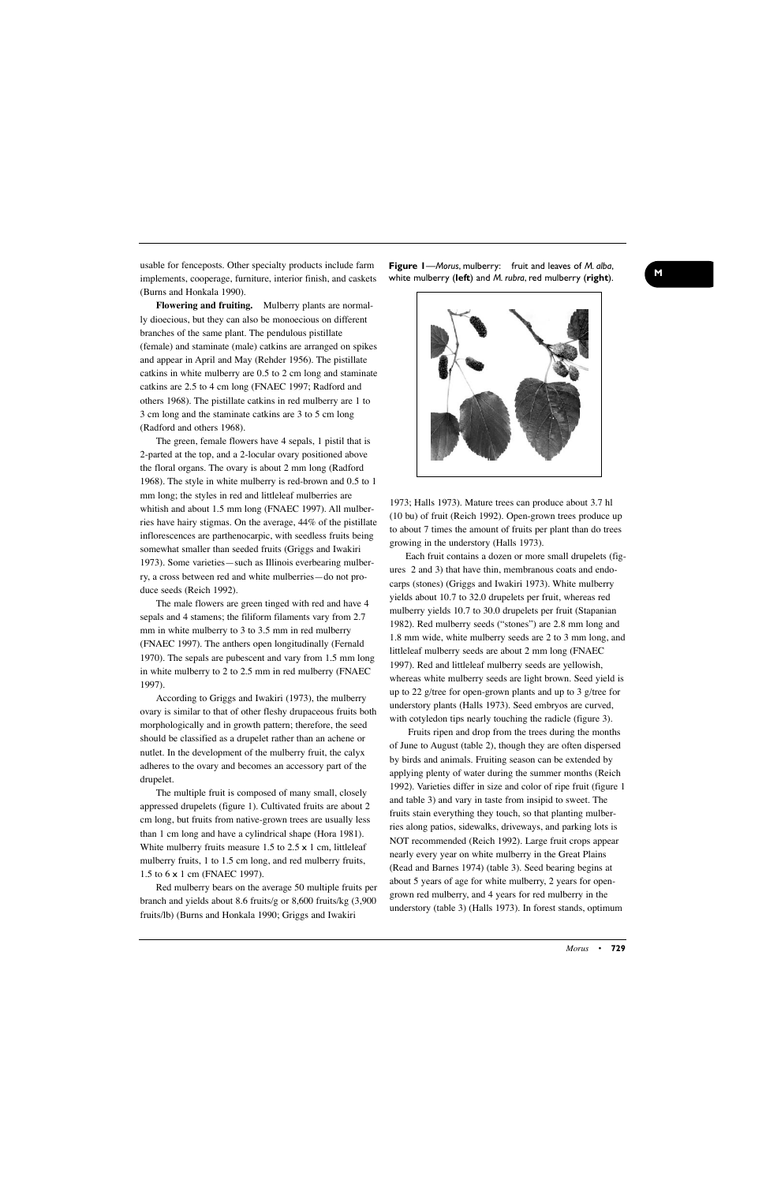usable for fenceposts. Other specialty products include farm implements, cooperage, furniture, interior finish, and caskets (Burns and Honkala 1990).

**Flowering and fruiting.** Mulberry plants are normally dioecious, but they can also be monoecious on different branches of the same plant. The pendulous pistillate (female) and staminate (male) catkins are arranged on spikes and appear in April and May (Rehder 1956). The pistillate catkins in white mulberry are 0.5 to 2 cm long and staminate catkins are 2.5 to 4 cm long (FNAEC 1997; Radford and others 1968). The pistillate catkins in red mulberry are 1 to 3 cm long and the staminate catkins are 3 to 5 cm long (Radford and others 1968).

The green, female flowers have 4 sepals, 1 pistil that is 2-parted at the top, and a 2-locular ovary positioned above the floral organs. The ovary is about 2 mm long (Radford 1968). The style in white mulberry is red-brown and 0.5 to 1 mm long; the styles in red and littleleaf mulberries are whitish and about 1.5 mm long (FNAEC 1997). All mulberries have hairy stigmas. On the average, 44% of the pistillate inflorescences are parthenocarpic, with seedless fruits being somewhat smaller than seeded fruits (Griggs and Iwakiri 1973). Some varieties—such as Illinois everbearing mulberry, a cross between red and white mulberries—do not produce seeds (Reich 1992).

The male flowers are green tinged with red and have 4 sepals and 4 stamens; the filiform filaments vary from 2.7 mm in white mulberry to 3 to 3.5 mm in red mulberry (FNAEC 1997). The anthers open longitudinally (Fernald 1970). The sepals are pubescent and vary from 1.5 mm long in white mulberry to 2 to 2.5 mm in red mulberry (FNAEC 1997).

According to Griggs and Iwakiri (1973), the mulberry ovary is similar to that of other fleshy drupaceous fruits both morphologically and in growth pattern; therefore, the seed should be classified as a drupelet rather than an achene or nutlet. In the development of the mulberry fruit, the calyx adheres to the ovary and becomes an accessory part of the drupelet.

The multiple fruit is composed of many small, closely appressed drupelets (figure 1). Cultivated fruits are about 2 cm long, but fruits from native-grown trees are usually less than 1 cm long and have a cylindrical shape (Hora 1981). White mulberry fruits measure 1.5 to 2.5 x 1 cm, littleleaf mulberry fruits, 1 to 1.5 cm long, and red mulberry fruits, 1.5 to 6 x 1 cm (FNAEC 1997).

Red mulberry bears on the average 50 multiple fruits per branch and yields about 8.6 fruits/g or 8,600 fruits/kg (3,900 fruits/lb) (Burns and Honkala 1990; Griggs and Iwakiri 1973; Halls 1973). Mature trees can produce about 3.7 hl (10 bu) of fruit (Reich 1992). Open-grown trees produce up to about 7 times the amount of fruits per plant than do trees growing in the understory (Halls 1973).

**Figure 1**—*Morus*, mulberry: fruit and leaves of *M. alba*, white mulberry (**left**) and *M. rubra*, red mulberry (**right**).

Each fruit contains a dozen or more small drupelets (figures 2 and 3) that have thin, membranous coats and endocarps (stones) (Griggs and Iwakiri 1973). White mulberry yields about 10.7 to 32.0 drupelets per fruit, whereas red mulberry yields 10.7 to 30.0 drupelets per fruit (Stapanian 1982). Red mulberry seeds ("stones") are 2.8 mm long and 1.8 mm wide, white mulberry seeds are 2 to 3 mm long, and littleleaf mulberry seeds are about 2 mm long (FNAEC 1997). Red and littleleaf mulberry seeds are yellowish, whereas white mulberry seeds are light brown. Seed yield is up to 22 g/tree for open-grown plants and up to 3 g/tree for understory plants (Halls 1973). Seed embryos are curved, with cotyledon tips nearly touching the radicle (figure 3).

Fruits ripen and drop from the trees during the months of June to August (table 2), though they are often dispersed by birds and animals. Fruiting season can be extended by applying plenty of water during the summer months (Reich 1992). Varieties differ in size and color of ripe fruit (figure 1 and table 3) and vary in taste from insipid to sweet. The fruits stain everything they touch, so that planting mulberries along patios, sidewalks, driveways, and parking lots is NOT recommended (Reich 1992). Large fruit crops appear nearly every year on white mulberry in the Great Plains (Read and Barnes 1974) (table 3). Seed bearing begins at about 5 years of age for white mulberry, 2 years for open-grown red mulberry, and 4 years for red mulberry in the understory (table 3) (Halls 1973). In forest stands, optimum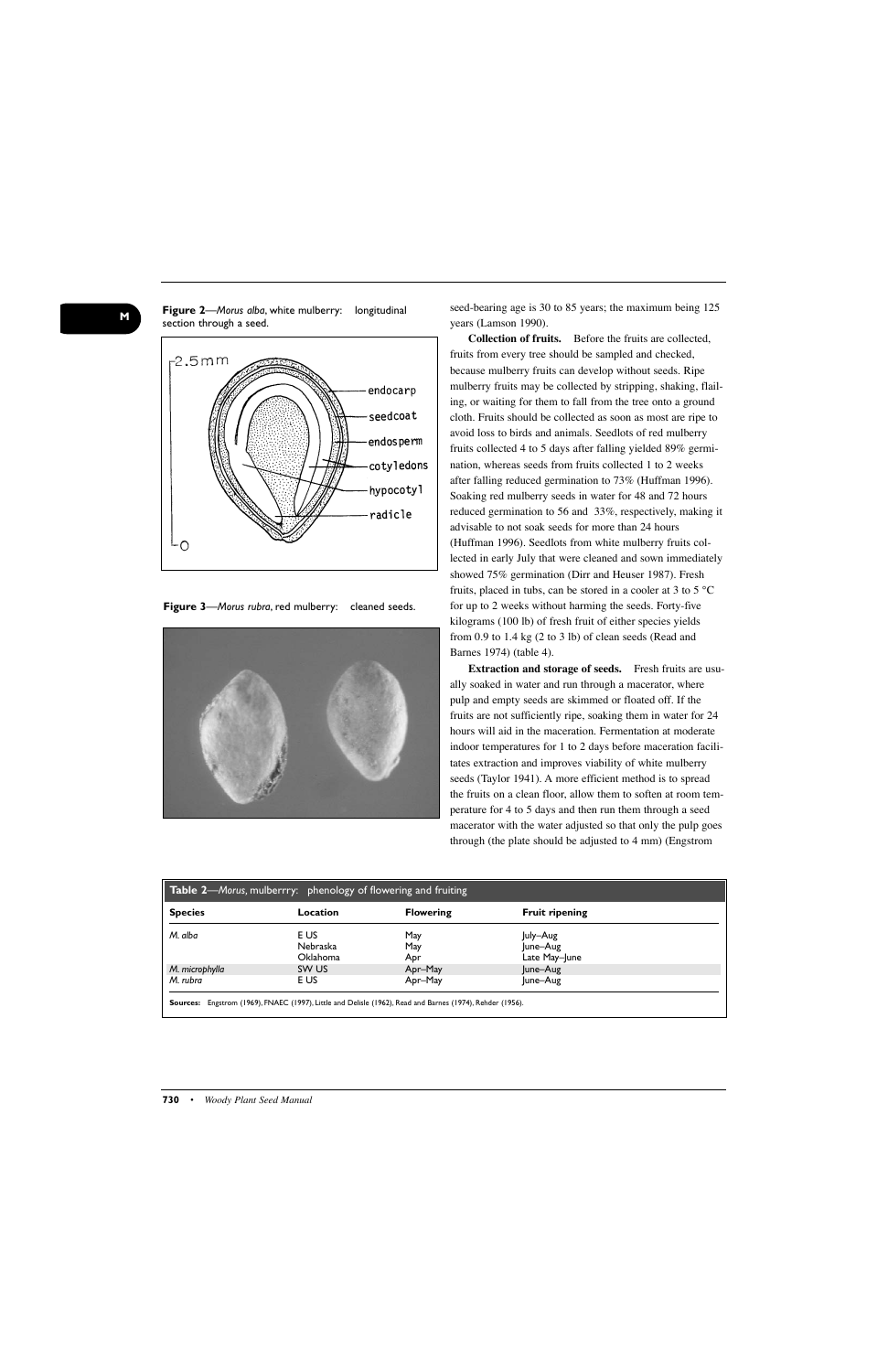**Figure 2**—*Morus alba*, white mulberry: longitudinal section through a seed.

**Figure 3**—*Morus rubra*, red mulberry: cleaned seeds.

seed-bearing age is 30 to 85 years; the maximum being 125 years (Lamson 1990).

**Collection of fruits.** Before the fruits are collected, fruits from every tree should be sampled and checked, because mulberry fruits can develop without seeds. Ripe mulberry fruits may be collected by stripping, shaking, flailing, or waiting for them to fall from the tree onto a ground cloth. Fruits should be collected as soon as most are ripe to avoid loss to birds and animals. Seedlots of red mulberry fruits collected 4 to 5 days after falling yielded 89% germination, whereas seeds from fruits collected 1 to 2 weeks after falling reduced germination to 73% (Huffman 1996). Soaking red mulberry seeds in water for 48 and 72 hours reduced germination to 56 and 33%, respectively, making it advisable to not soak seeds for more than 24 hours (Huffman 1996). Seedlots from white mulberry fruits collected in early July that were cleaned and sown immediately showed 75% germination (Dirr and Heuser 1987). Fresh fruits, placed in tubs, can be stored in a cooler at 3 to 5 °C for up to 2 weeks without harming the seeds. Forty-five kilograms (100 lb) of fresh fruit of either species yields from 0.9 to 1.4 kg (2 to 3 lb) of clean seeds (Read and Barnes 1974) (table 4).

**Extraction and storage of seeds.** Fresh fruits are usually soaked in water and run through a macerator, where pulp and empty seeds are skimmed or floated off. If the fruits are not sufficiently ripe, soaking them in water for 24 hours will aid in the maceration. Fermentation at moderate indoor temperatures for 1 to 2 days before maceration facilitates extraction and improves viability of white mulberry seeds (Taylor 1941). A more efficient method is to spread the fruits on a clean floor, allow them to soften at room temperature for 4 to 5 days and then run them through a seed macerator with the water adjusted so that only the pulp goes through (the plate should be adjusted to 4 mm) (Engstrom

**Table 2**—*Morus*, mulberrry: phenology of flowering and fruiting

| Species | Location | Flowering | Fruit ripening |
|---|---|---|---|
| *M. alba* | E US | May | July–Aug |
| | Nebraska | May | June–Aug |
| | Oklahoma | Apr | Late May–June |
| *M. microphylla* | SW US | Apr–May | June–Aug |
| *M. rubra* | E US | Apr–May | June–Aug |

**Sources:** Engstrom (1969), FNAEC (1997), Little and Delisle (1962), Read and Barnes (1974), Rehder (1956).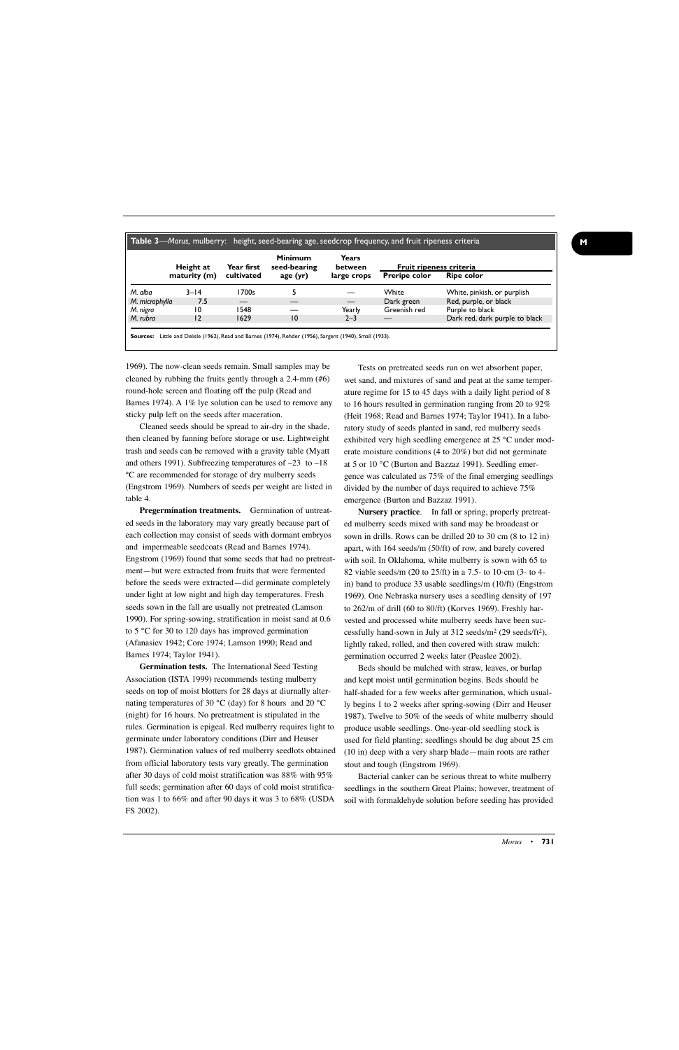**Table 3**—*Morus*, mulberry: height, seed-bearing age, seedcrop frequency, and fruit ripeness criteria

| | Height at maturity (m) | Year first cultivated | Minimum seed-bearing age (yr) | Years between large crops | Fruit ripeness criteria | |
|---|---|---|---|---|---|---|
| | | | | | Preripe color | Ripe color |
| *M. alba* | 3–14 | 1700s | 5 | — | White | White, pinkish, or purplish |
| *M. microphylla* | 7.5 | — | — | — | Dark green | Red, purple, or black |
| *M. nigra* | 10 | 1548 | — | Yearly | Greenish red | Purple to black |
| *M. rubra* | 12 | 1629 | 10 | 2–3 | — | Dark red, dark purple to black |

**Sources:** Little and Delisle (1962), Read and Barnes (1974), Rehder (1956), Sargent (1940), Small (1933).

1969). The now-clean seeds remain. Small samples may be cleaned by rubbing the fruits gently through a 2.4-mm (#6) round-hole screen and floating off the pulp (Read and Barnes 1974). A 1% lye solution can be used to remove any sticky pulp left on the seeds after maceration.

Cleaned seeds should be spread to air-dry in the shade, then cleaned by fanning before storage or use. Lightweight trash and seeds can be removed with a gravity table (Myatt and others 1991). Subfreezing temperatures of –23 to –18 °C are recommended for storage of dry mulberry seeds (Engstrom 1969). Numbers of seeds per weight are listed in table 4.

**Pregermination treatments.** Germination of untreated seeds in the laboratory may vary greatly because part of each collection may consist of seeds with dormant embryos and impermeable seedcoats (Read and Barnes 1974). Engstrom (1969) found that some seeds that had no pretreatment—but were extracted from fruits that were fermented before the seeds were extracted—did germinate completely under light at low night and high day temperatures. Fresh seeds sown in the fall are usually not pretreated (Lamson 1990). For spring-sowing, stratification in moist sand at 0.6 to 5 °C for 30 to 120 days has improved germination (Afanasiev 1942; Core 1974; Lamson 1990; Read and Barnes 1974; Taylor 1941).

**Germination tests.** The International Seed Testing Association (ISTA 1999) recommends testing mulberry seeds on top of moist blotters for 28 days at diurnally alternating temperatures of 30 °C (day) for 8 hours and 20 °C (night) for 16 hours. No pretreatment is stipulated in the rules. Germination is epigeal. Red mulberry requires light to germinate under laboratory conditions (Dirr and Heuser 1987). Germination values of red mulberry seedlots obtained from official laboratory tests vary greatly. The germination after 30 days of cold moist stratification was 88% with 95% full seeds; germination after 60 days of cold moist stratification was 1 to 66% and after 90 days it was 3 to 68% (USDA FS 2002).

Tests on pretreated seeds run on wet absorbent paper, wet sand, and mixtures of sand and peat at the same temperature regime for 15 to 45 days with a daily light period of 8 to 16 hours resulted in germination ranging from 20 to 92% (Heit 1968; Read and Barnes 1974; Taylor 1941). In a laboratory study of seeds planted in sand, red mulberry seeds exhibited very high seedling emergence at 25 °C under moderate moisture conditions (4 to 20%) but did not germinate at 5 or 10 °C (Burton and Bazzaz 1991). Seedling emergence was calculated as 75% of the final emerging seedlings divided by the number of days required to achieve 75% emergence (Burton and Bazzaz 1991).

**Nursery practice**. In fall or spring, properly pretreated mulberry seeds mixed with sand may be broadcast or sown in drills. Rows can be drilled 20 to 30 cm (8 to 12 in) apart, with 164 seeds/m (50/ft) of row, and barely covered with soil. In Oklahoma, white mulberry is sown with 65 to 82 viable seeds/m (20 to 25/ft) in a 7.5- to 10-cm (3- to 4-in) band to produce 33 usable seedlings/m (10/ft) (Engstrom 1969). One Nebraska nursery uses a seedling density of 197 to 262/m of drill (60 to 80/ft) (Korves 1969). Freshly harvested and processed white mulberry seeds have been successfully hand-sown in July at 312 seeds/m$^2$ (29 seeds/ft$^2$), lightly raked, rolled, and then covered with straw mulch: germination occurred 2 weeks later (Peaslee 2002).

Beds should be mulched with straw, leaves, or burlap and kept moist until germination begins. Beds should be half-shaded for a few weeks after germination, which usually begins 1 to 2 weeks after spring-sowing (Dirr and Heuser 1987). Twelve to 50% of the seeds of white mulberry should produce usable seedlings. One-year-old seedling stock is used for field planting; seedlings should be dug about 25 cm (10 in) deep with a very sharp blade—main roots are rather stout and tough (Engstrom 1969).

Bacterial canker can be serious threat to white mulberry seedlings in the southern Great Plains; however, treatment of soil with formaldehyde solution before seeding has provided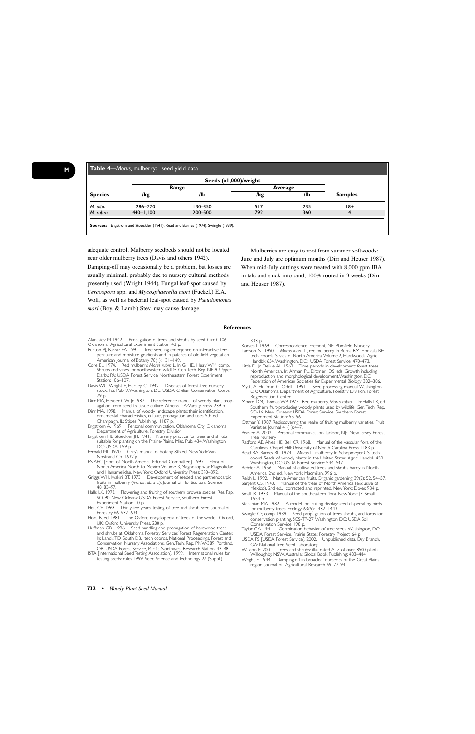**Table 4**—*Morus*, mulberry: seed yield data

| | Seeds (x1,000)/weight | | | | |
|---|---|---|---|---|---|
| | Range | | Average | | |
| Species | /kg | /lb | /kg | /lb | Samples |
| *M. alba* | 286–770 | 130–350 | 517 | 235 | 18+ |
| *M. rubra* | 440–1,100 | 200–500 | 792 | 360 | 4 |

**Sources:** Engstrom and Stoeckler (1941), Read and Barnes (1974), Swingle (1939).

adequate control. Mulberry seedbeds should not be located near older mulberry trees (Davis and others 1942). Damping-off may occasionally be a problem, but losses are usually minimal, probably due to nursery cultural methods presently used (Wright 1944). Fungal leaf-spot caused by *Cercospora* spp. and *Mycosphaerella mori* (Fuckel.) E.A. Wolf, as well as bacterial leaf-spot caused by *Pseudomonas mori* (Boy. & Lamb.) Stev. may cause damage.

Mulberries are easy to root from summer softwoods; June and July are optimum months (Dirr and Heuser 1987). When mid-July cuttings were treated with 8,000 ppm IBA in talc and stuck into sand, 100% rooted in 3 weeks (Dirr and Heuser 1987).

## References

Afanasiev M. 1942. Propagation of trees and shrubs by seed. Circ. C106. Oklahoma Agricultural Experiment Station. 43 p.

Burton PJ, Bazzaz FA. 1991. Tree seedling emergence on interactive temperature and moisture gradients and in patches of old-field vegetation. American Journal of Botany 78(1): 131–149.

Core EL. 1974. Red mulberry, *Morus rubra* L. In: Gill JD, Healy WM, comp. Shrubs and vines for northeastern wildlife. Gen. Tech. Rep. NE-9. Upper Darby, PA: USDA Forest Service, Northeastern Forest Experiment Station: 106–107.

Davis WC, Wright E, Hartley C. 1942. Diseases of forest-tree nursery stock. For. Pub. 9. Washington, DC: USDA Civilian Conservation Corps. 79 p.

Dirr MA, Heuser CW Jr. 1987. The reference manual of woody plant propagation: from seed to tissue culture. Athens, GA: Varsity Press. 239 p.

Dirr MA. 1998. Manual of woody landscape plants: their identification, ornamental characteristics, culture, propagation and uses. 5th ed. Champaign, IL: Stipes Publishing. 1187 p.

Engstrom A. 1969. Personal communication. Oklahoma City: Oklahoma Department of Agriculture, Forestry Division.

Engstrom HE, Stoeckler JH. 1941. Nursery practice for trees and shrubs suitable for planting on the Prairie-Plains. Misc. Pub. 434. Washington, DC: USDA. 159 p.

Fernald ML. 1970. Gray's manual of botany. 8th ed. New York: Van Nostrand Co. 1632 p.

FNAEC [Flora of North America Editorial Committee]. 1997. Flora of North America North to Mexico. Volume 3, Magnoliophyta: Magnoliidae and Hamamelidae. New York: Oxford University Press: 390–392.

Griggs WH, Iwakiri BT. 1973. Development of seeded and parthenocarpic fruits in mulberry (*Morus rubra* L.). Journal of Horticultural Science 48: 83–97.

Halls LK. 1973. Flowering and fruiting of southern browse species. Res. Pap. SO-90. New Orleans: USDA Forest Service, Southern Forest Experiment Station. 10 p.

Heit CE. 1968. Thirty-five years' testing of tree and shrub seed. Journal of Forestry 66: 632–634.

Hora B, ed. 1981. The Oxford encyclopedia of trees of the world. Oxford, UK: Oxford University Press. 288 p.

Huffman GR. 1996. Seed handling and propagation of hardwood trees and shrubs at Oklahoma Forestry Services' Forest Regeneration Center. In: Landis TD, South DB, tech. coords. National Proceedings, Forest and Conservation Nursery Associations. Gen. Tech. Rep. PNW-389. Portland, OR: USDA Forest Service, Pacific Northwest Research Station: 43–48.

ISTA [International Seed Testing Association]. 1999. International rules for testing seeds: rules 1999. Seed Science and Technology 27 (Suppl.) 333 p.

Korves T. 1969. Correspondence. Fremont, NE: Plumfield Nursery.

Lamson NI. 1990. *Morus rubra* L., red mulberry. In: Burns RM, Honkala BH. tech. coords. Silvics of North America. Volume 2, Hardwoods. Agric. Handbk 654. Washington, DC: USDA Forest Service: 470–473.

Little EL Jr, Delisle AL. 1962. Time periods in development: forest trees, North American. In: Altman PL, Dittmer DS, eds. Growth including reproduction and morphological development. Washington, DC: Federation of American Societies for Experimental Biology: 382–386.

Myatt A, Huffman G, Odell J. 1991. Seed processing manual. Washington, OK: Oklahoma Department of Agriculture, Forestry Division, Forest Regeneration Center.

Moore DM, Thomas WP. 1977. Red mulberry, *Morus rubra* L. In: Halls LK, ed. Southern fruit-producing woody plants used by wildlife. Gen. Tech. Rep. SO-16. New Orleans: USDA Forest Service, Southern Forest Experiment Station: 55–56.

Ottman Y. 1987. Rediscovering the realm of fruiting mulberry varieties. Fruit Varieties Journal 41(1): 4–7.

Peaslee A. 2002. Personal communication. Jackson, NJ: New Jersey Forest Tree Nursery.

Radford AE, Ahles HE, Bell CR. 1968. Manual of the vascular flora of the Carolinas. Chapel Hill: University of North Carolina Press. 1183 p.

Read RA, Barnes RL. 1974. *Morus* L., mulberry. In: Schopmeyer CS, tech. coord. Seeds of woody plants in the United States. Agric. Handbk 450. Washington, DC: USDA Forest Service: 544–547.

Rehder A. 1956. Manual of cultivated trees and shrubs hardy in North America. 2nd ed. New York: Macmillan. 996 p.

Reich L. 1992. Native American fruits. Organic gardening 39(2): 52, 54–57.

Sargent CS. 1940. Manual of the trees of North America (exclusive of Mexico). 2nd ed., corrected and reprinted. New York: Dover. 934 p.

Small JK. 1933. Manual of the southeastern flora. New York: J.K. Small. 1554 p.

Stapanian MA. 1982. A model for fruiting display: seed dispersal by birds for mulberry trees. Ecology 63(5): 1432–1443.

Swingle CF, comp. 1939. Seed propagation of trees, shrubs, and forbs for conservation planting. SCS-TP-27. Washington, DC: USDA Soil Conservation Service. 198 p.

Taylor CA. 1941. Germination behavior of tree seeds. Washington, DC: USDA Forest Service, Prairie States Forestry Project. 64 p.

USDA FS [USDA Forest Service]. 2002. Unpublished data. Dry Branch, GA: National Tree Seed Laboratory.

Wasson E. 2001. Trees and shrubs: illustrated A–Z of over 8500 plants. Willoughby, NSW, Australia: Global Book Publishing: 483–484.

Wright E. 1944. Damping-off in broadleaf nurseries of the Great Plains region. Journal of Agricultural Research 69: 77–94.